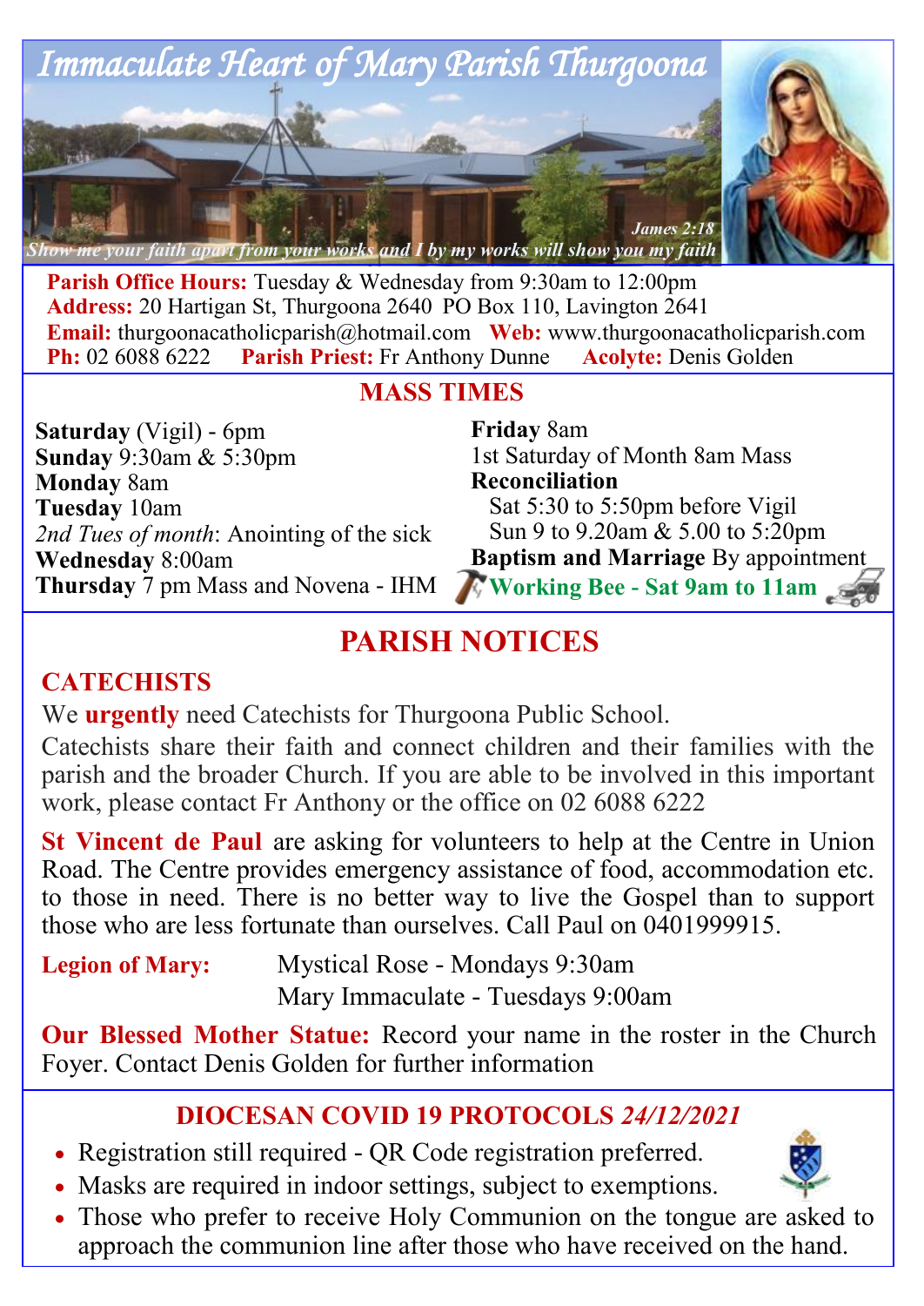# Immaculate Heart of Mary Parish Thurgoona

*Show me your faith apart from your works and I by my works will show you my faith* — James 2:18

**Parish Office Hours:** Tuesday & Wednesday from 9:30am to 12:00pm
**Address:** 20 Hartigan St, Thurgoona 2640 PO Box 110, Lavington 2641
**Email:** thurgoonacatholicparish@hotmail.com **Web:** www.thurgoonacatholicparish.com
**Ph:** 02 6088 6222 **Parish Priest:** Fr Anthony Dunne **Acolyte:** Denis Golden

## MASS TIMES

**Saturday** (Vigil) - 6pm
**Sunday** 9:30am & 5:30pm
**Monday** 8am
**Tuesday** 10am
*2nd Tues of month*: Anointing of the sick
**Wednesday** 8:00am
**Thursday** 7 pm Mass and Novena - IHM
**Friday** 8am
1st Saturday of Month 8am Mass
**Reconciliation**
Sat 5:30 to 5:50pm before Vigil
Sun 9 to 9.20am & 5.00 to 5:20pm
**Baptism and Marriage** By appointment
**Working Bee - Sat 9am to 11am**

## PARISH NOTICES

### CATECHISTS

We **urgently** need Catechists for Thurgoona Public School.

Catechists share their faith and connect children and their families with the parish and the broader Church. If you are able to be involved in this important work, please contact Fr Anthony or the office on 02 6088 6222

**St Vincent de Paul** are asking for volunteers to help at the Centre in Union Road. The Centre provides emergency assistance of food, accommodation etc. to those in need. There is no better way to live the Gospel than to support those who are less fortunate than ourselves. Call Paul on 0401999915.

**Legion of Mary:** Mystical Rose - Mondays 9:30am
Mary Immaculate - Tuesdays 9:00am

**Our Blessed Mother Statue:** Record your name in the roster in the Church Foyer. Contact Denis Golden for further information

## DIOCESAN COVID 19 PROTOCOLS *24/12/2021*

- Registration still required - QR Code registration preferred.
- Masks are required in indoor settings, subject to exemptions.
- Those who prefer to receive Holy Communion on the tongue are asked to approach the communion line after those who have received on the hand.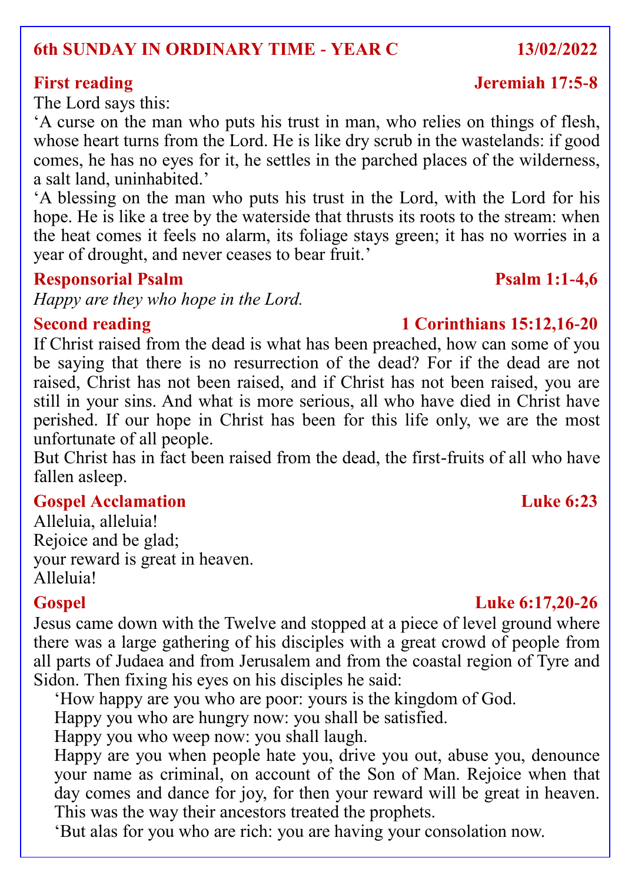## 6th SUNDAY IN ORDINARY TIME - YEAR C — 13/02/2022

### First reading — Jeremiah 17:5-8

The Lord says this:

'A curse on the man who puts his trust in man, who relies on things of flesh, whose heart turns from the Lord. He is like dry scrub in the wastelands: if good comes, he has no eyes for it, he settles in the parched places of the wilderness, a salt land, uninhabited.'

'A blessing on the man who puts his trust in the Lord, with the Lord for his hope. He is like a tree by the waterside that thrusts its roots to the stream: when the heat comes it feels no alarm, its foliage stays green; it has no worries in a year of drought, and never ceases to bear fruit.'

### Responsorial Psalm — Psalm 1:1-4,6

*Happy are they who hope in the Lord.*

### Second reading — 1 Corinthians 15:12,16-20

If Christ raised from the dead is what has been preached, how can some of you be saying that there is no resurrection of the dead? For if the dead are not raised, Christ has not been raised, and if Christ has not been raised, you are still in your sins. And what is more serious, all who have died in Christ have perished. If our hope in Christ has been for this life only, we are the most unfortunate of all people.

But Christ has in fact been raised from the dead, the first-fruits of all who have fallen asleep.

### Gospel Acclamation — Luke 6:23

Alleluia, alleluia!
Rejoice and be glad;
your reward is great in heaven.
Alleluia!

### Gospel — Luke 6:17,20-26

Jesus came down with the Twelve and stopped at a piece of level ground where there was a large gathering of his disciples with a great crowd of people from all parts of Judaea and from Jerusalem and from the coastal region of Tyre and Sidon. Then fixing his eyes on his disciples he said:

'How happy are you who are poor: yours is the kingdom of God.

Happy you who are hungry now: you shall be satisfied.

Happy you who weep now: you shall laugh.

Happy are you when people hate you, drive you out, abuse you, denounce your name as criminal, on account of the Son of Man. Rejoice when that day comes and dance for joy, for then your reward will be great in heaven. This was the way their ancestors treated the prophets.

'But alas for you who are rich: you are having your consolation now.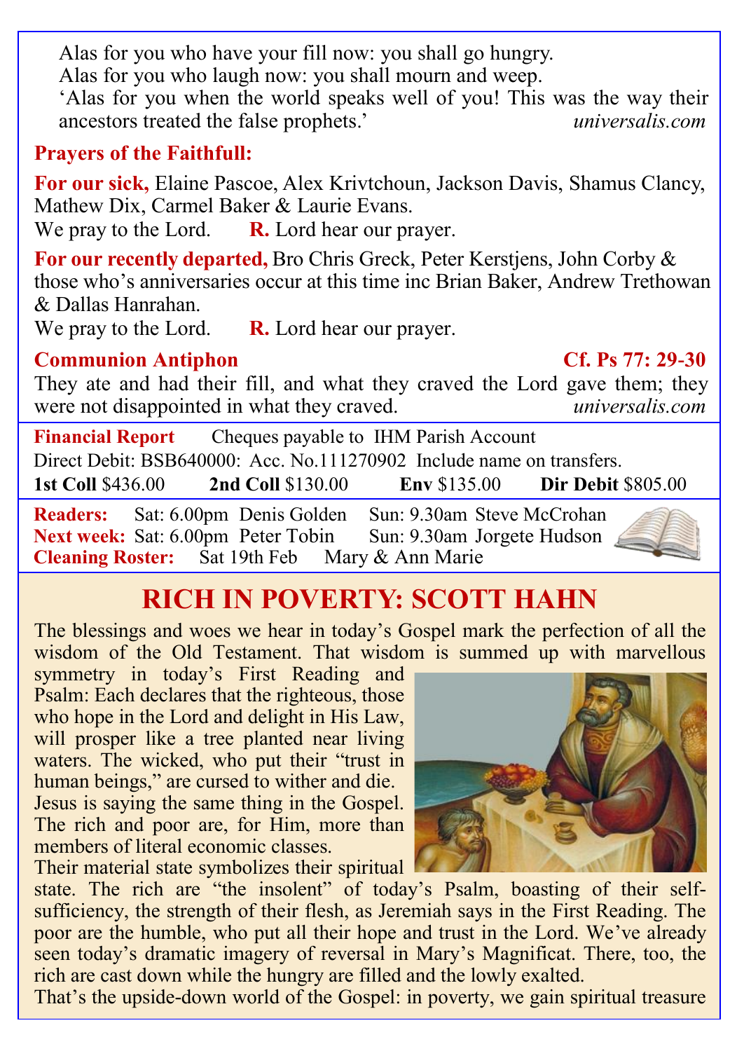Alas for you who have your fill now: you shall go hungry.
Alas for you who laugh now: you shall mourn and weep.
'Alas for you when the world speaks well of you! This was the way their ancestors treated the false prophets.' *universalis.com*

**Prayers of the Faithfull:**

**For our sick,** Elaine Pascoe, Alex Krivtchoun, Jackson Davis, Shamus Clancy, Mathew Dix, Carmel Baker & Laurie Evans.
We pray to the Lord. **R.** Lord hear our prayer.

**For our recently departed,** Bro Chris Greck, Peter Kerstjens, John Corby & those who's anniversaries occur at this time inc Brian Baker, Andrew Trethowan & Dallas Hanrahan.
We pray to the Lord. **R.** Lord hear our prayer.

**Communion Antiphon** **Cf. Ps 77: 29-30**

They ate and had their fill, and what they craved the Lord gave them; they were not disappointed in what they craved. *universalis.com*

**Financial Report** Cheques payable to IHM Parish Account
Direct Debit: BSB640000: Acc. No.111270902 Include name on transfers.
**1st Coll** $436.00 **2nd Coll** $130.00 **Env** $135.00 **Dir Debit** $805.00

**Readers:** Sat: 6.00pm Denis Golden Sun: 9.30am Steve McCrohan
**Next week:** Sat: 6.00pm Peter Tobin Sun: 9.30am Jorgete Hudson
**Cleaning Roster:** Sat 19th Feb Mary & Ann Marie

## RICH IN POVERTY: SCOTT HAHN

The blessings and woes we hear in today's Gospel mark the perfection of all the wisdom of the Old Testament. That wisdom is summed up with marvellous symmetry in today's First Reading and Psalm: Each declares that the righteous, those who hope in the Lord and delight in His Law, will prosper like a tree planted near living waters. The wicked, who put their "trust in human beings," are cursed to wither and die.
Jesus is saying the same thing in the Gospel. The rich and poor are, for Him, more than members of literal economic classes.
Their material state symbolizes their spiritual state. The rich are "the insolent" of today's Psalm, boasting of their self-sufficiency, the strength of their flesh, as Jeremiah says in the First Reading. The poor are the humble, who put all their hope and trust in the Lord. We've already seen today's dramatic imagery of reversal in Mary's Magnificat. There, too, the rich are cast down while the hungry are filled and the lowly exalted.
That's the upside-down world of the Gospel: in poverty, we gain spiritual treasure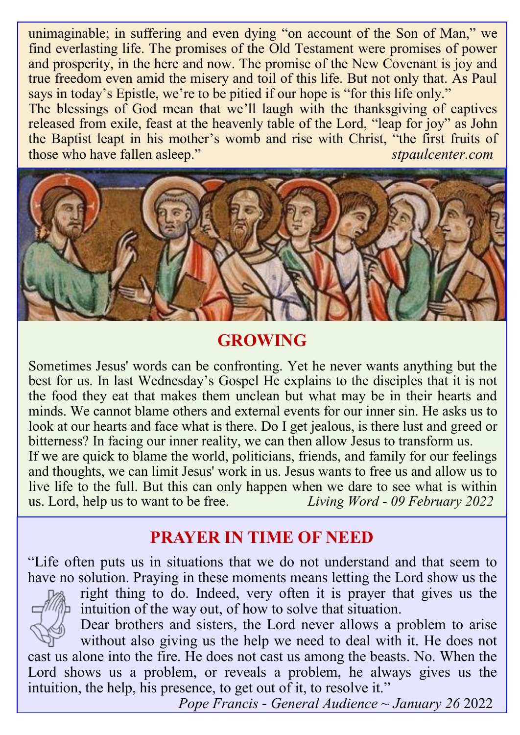unimaginable; in suffering and even dying "on account of the Son of Man," we find everlasting life. The promises of the Old Testament were promises of power and prosperity, in the here and now. The promise of the New Covenant is joy and true freedom even amid the misery and toil of this life. But not only that. As Paul says in today's Epistle, we're to be pitied if our hope is "for this life only."

The blessings of God mean that we'll laugh with the thanksgiving of captives released from exile, feast at the heavenly table of the Lord, "leap for joy" as John the Baptist leapt in his mother's womb and rise with Christ, "the first fruits of those who have fallen asleep." *stpaulcenter.com*

## GROWING

Sometimes Jesus' words can be confronting. Yet he never wants anything but the best for us. In last Wednesday's Gospel He explains to the disciples that it is not the food they eat that makes them unclean but what may be in their hearts and minds. We cannot blame others and external events for our inner sin. He asks us to look at our hearts and face what is there. Do I get jealous, is there lust and greed or bitterness? In facing our inner reality, we can then allow Jesus to transform us.

If we are quick to blame the world, politicians, friends, and family for our feelings and thoughts, we can limit Jesus' work in us. Jesus wants to free us and allow us to live life to the full. But this can only happen when we dare to see what is within us. Lord, help us to want to be free. *Living Word - 09 February 2022*

## PRAYER IN TIME OF NEED

"Life often puts us in situations that we do not understand and that seem to have no solution. Praying in these moments means letting the Lord show us the right thing to do. Indeed, very often it is prayer that gives us the intuition of the way out, of how to solve that situation.

Dear brothers and sisters, the Lord never allows a problem to arise without also giving us the help we need to deal with it. He does not cast us alone into the fire. He does not cast us among the beasts. No. When the Lord shows us a problem, or reveals a problem, he always gives us the intuition, the help, his presence, to get out of it, to resolve it."

*Pope Francis - General Audience ~ January 26* 2022